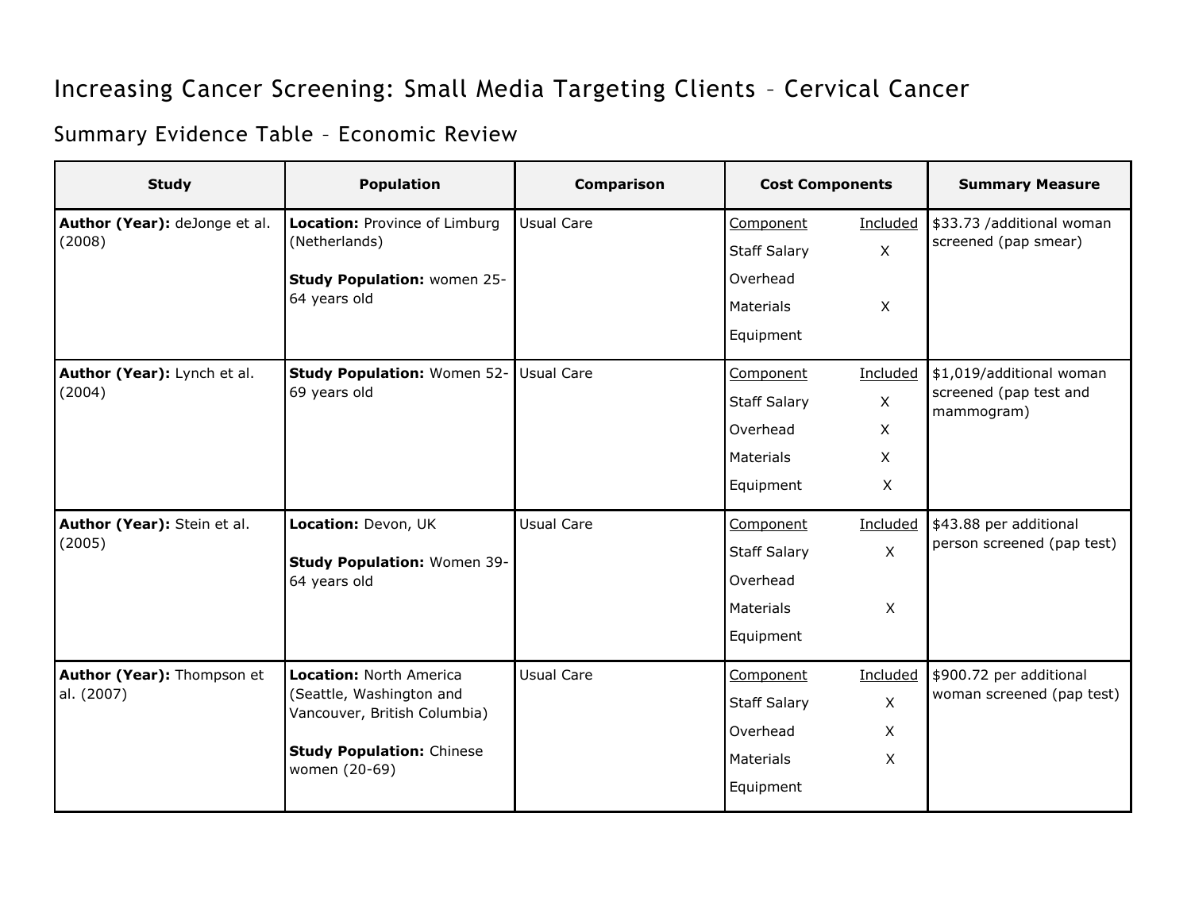# Increasing Cancer Screening: Small Media Targeting Clients – Cervical Cancer

## Summary Evidence Table – Economic Review

| Study | Population | Comparison | Cost Components | Summary Measure |
|---|---|---|---|---|
| **Author (Year):** deJonge et al. (2008) | **Location:** Province of Limburg (Netherlands)<br><br>**Study Population:** women 25-64 years old | Usual Care | <u>Component</u> / <u>Included</u><br>Staff Salary: X<br>Overhead:<br>Materials: X<br>Equipment: | $33.73 /additional woman screened (pap smear) |
| **Author (Year):** Lynch et al. (2004) | **Study Population:** Women 52-69 years old | Usual Care | <u>Component</u> / <u>Included</u><br>Staff Salary: X<br>Overhead: X<br>Materials: X<br>Equipment: X | $1,019/additional woman screened (pap test and mammogram) |
| **Author (Year):** Stein et al. (2005) | **Location:** Devon, UK<br><br>**Study Population:** Women 39-64 years old | Usual Care | <u>Component</u> / <u>Included</u><br>Staff Salary: X<br>Overhead:<br>Materials: X<br>Equipment: | $43.88 per additional person screened (pap test) |
| **Author (Year):** Thompson et al. (2007) | **Location:** North America (Seattle, Washington and Vancouver, British Columbia)<br><br>**Study Population:** Chinese women (20-69) | Usual Care | <u>Component</u> / <u>Included</u><br>Staff Salary: X<br>Overhead: X<br>Materials: X<br>Equipment: | $900.72 per additional woman screened (pap test) |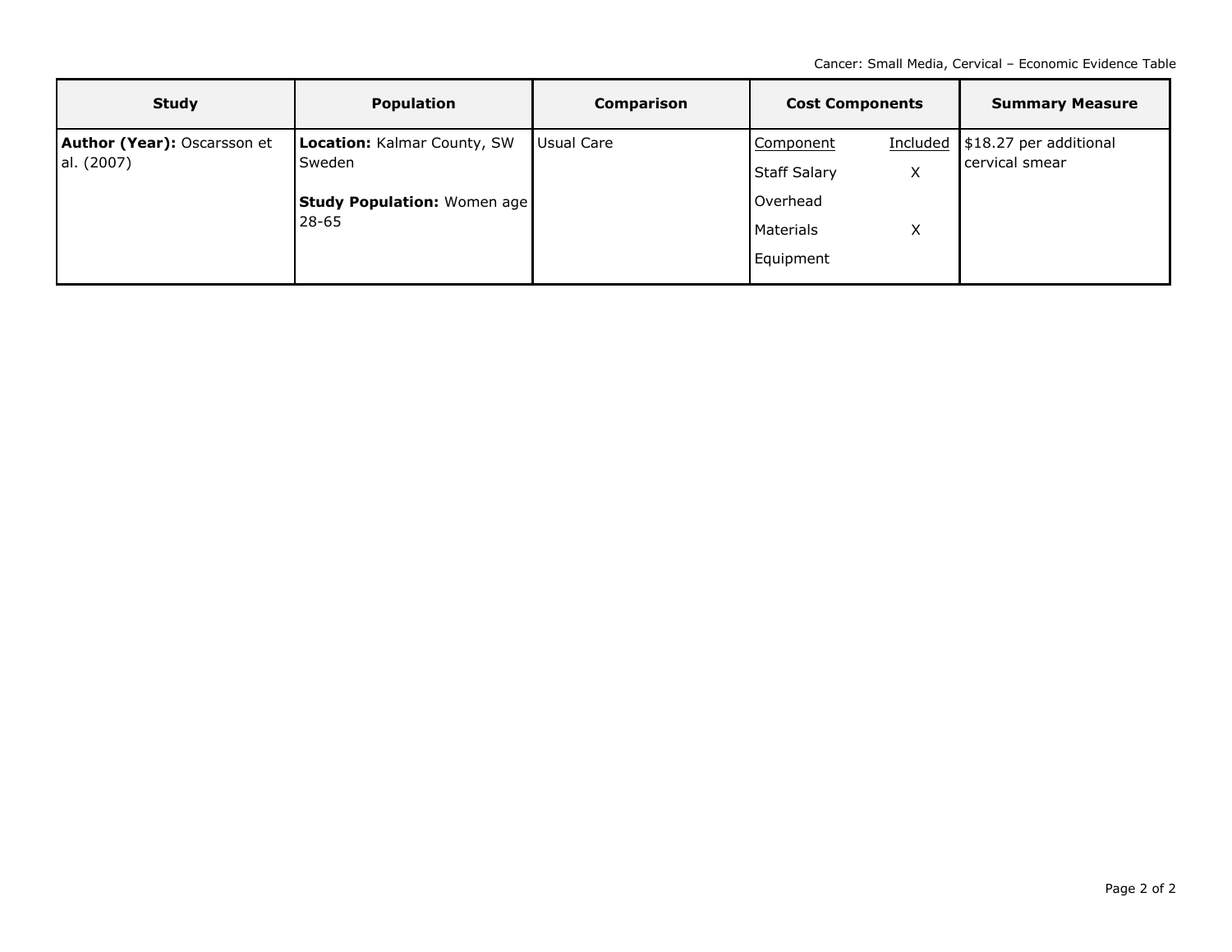| Study | Population | Comparison | Cost Components | | Summary Measure |
|---|---|---|---|---|---|
| **Author (Year):** Oscarsson et al. (2007) | **Location:** Kalmar County, SW Sweden<br><br>**Study Population:** Women age 28-65 | Usual Care | Component<br>Staff Salary<br>Overhead<br>Materials<br>Equipment | Included<br>X<br><br>X<br> | $18.27 per additional cervical smear |